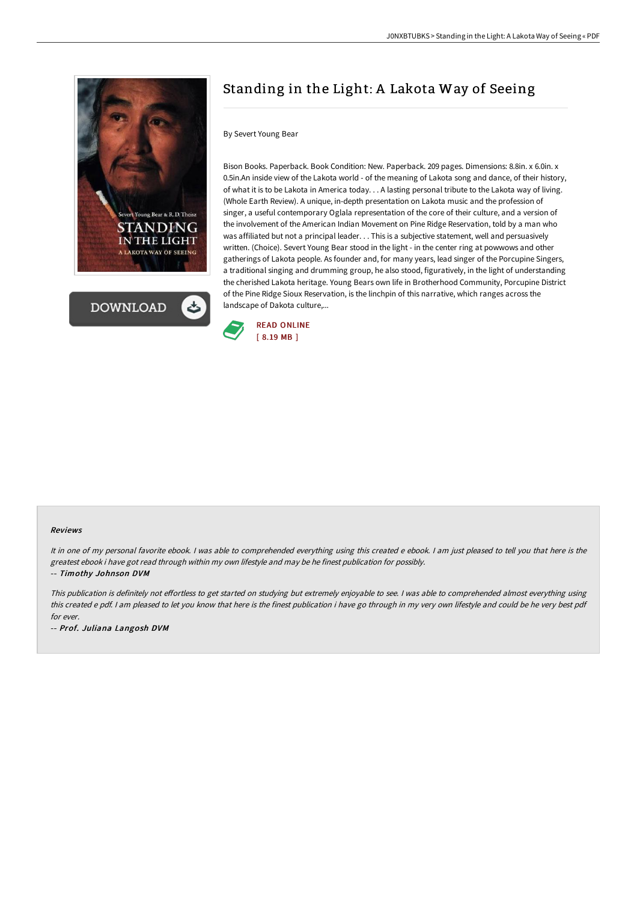# Standing in the Light: A Lakota Way of Seeing

By Severt Young Bear

Bison Books. Paperback. Book Condition: New. Paperback. 209 pages. Dimensions: 8.8in. x 6.0in. x 0.5in.An inside view of the Lakota world - of the meaning of Lakota song and dance, of their history, of what it is to be Lakota in America today. . . A lasting personal tribute to the Lakota way of living. (Whole Earth Review). A unique, in-depth presentation on Lakota music and the profession of singer, a useful contemporary Oglala representation of the core of their culture, and a version of the involvement of the American Indian Movement on Pine Ridge Reservation, told by a man who was affiliated but not a principal leader. . . This is a subjective statement, well and persuasively written. (Choice). Severt Young Bear stood in the light - in the center ring at powwows and other gatherings of Lakota people. As founder and, for many years, lead singer of the Porcupine Singers, a traditional singing and drumming group, he also stood, figuratively, in the light of understanding the cherished Lakota heritage. Young Bears own life in Brotherhood Community, Porcupine District of the Pine Ridge Sioux Reservation, is the linchpin of this narrative, which ranges across the landscape of Dakota culture,...

READ ONLINE
[ 8.19 MB ]

### Reviews

*It in one of my personal favorite ebook. I was able to comprehended everything using this created e ebook. I am just pleased to tell you that here is the greatest ebook i have got read through within my own lifestyle and may be he finest publication for possibly.*

-- ***Timothy Johnson DVM***

*This publication is definitely not effortless to get started on studying but extremely enjoyable to see. I was able to comprehended almost everything using this created e pdf. I am pleased to let you know that here is the finest publication i have go through in my very own lifestyle and could be he very best pdf for ever.*

-- ***Prof. Juliana Langosh DVM***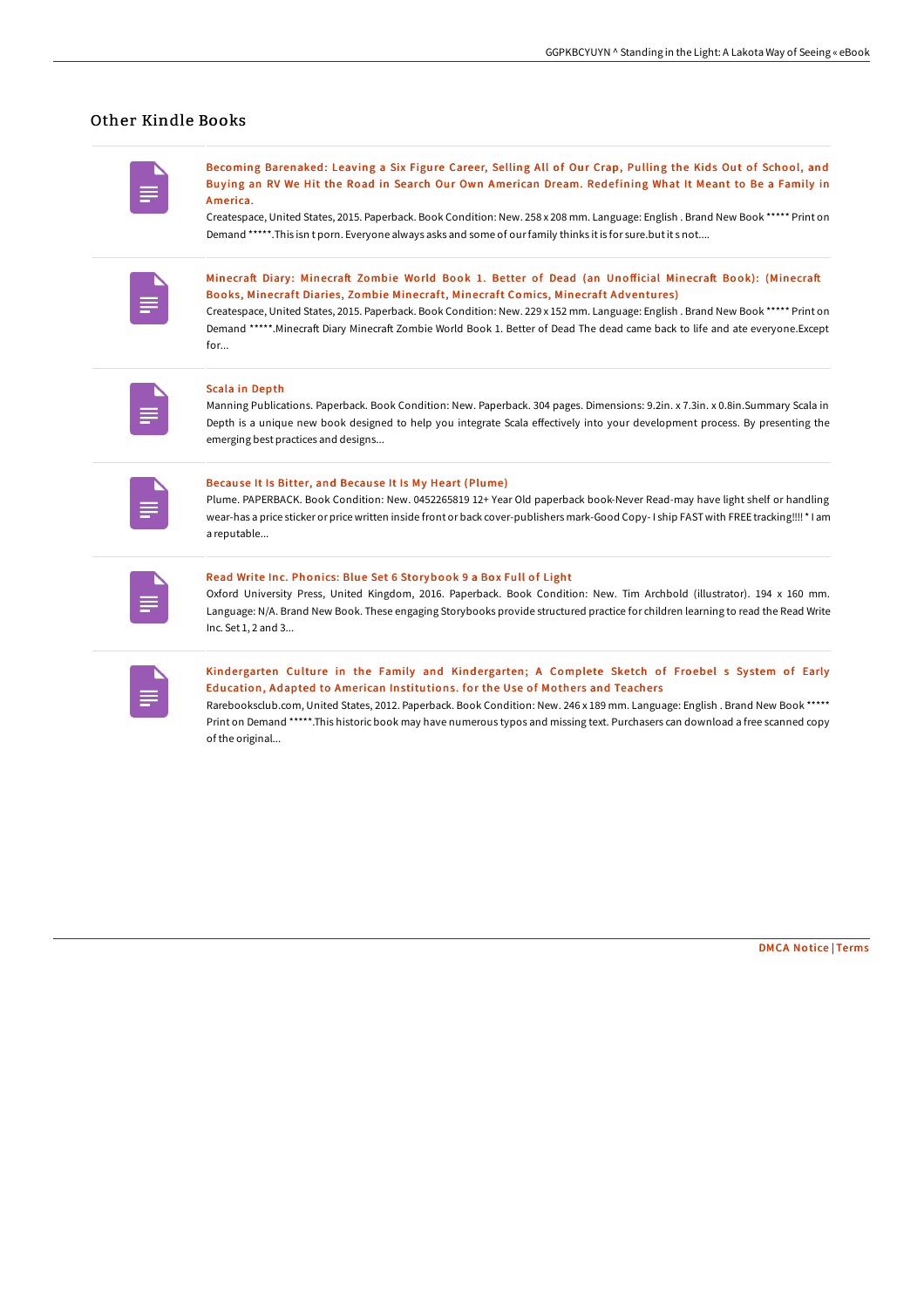## Other Kindle Books

**Becoming Barenaked: Leaving a Six Figure Career, Selling All of Our Crap, Pulling the Kids Out of School, and Buying an RV We Hit the Road in Search Our Own American Dream. Redefining What It Meant to Be a Family in America.**

Createspace, United States, 2015. Paperback. Book Condition: New. 258 x 208 mm. Language: English . Brand New Book ***** Print on Demand *****.This isn t porn. Everyone always asks and some of our family thinks it is for sure.but it s not....

**Minecraft Diary: Minecraft Zombie World Book 1. Better of Dead (an Unofficial Minecraft Book): (Minecraft Books, Minecraft Diaries, Zombie Minecraft, Minecraft Comics, Minecraft Adventures)**

Createspace, United States, 2015. Paperback. Book Condition: New. 229 x 152 mm. Language: English . Brand New Book ***** Print on Demand *****.Minecraft Diary Minecraft Zombie World Book 1. Better of Dead The dead came back to life and ate everyone.Except for...

**Scala in Depth**

Manning Publications. Paperback. Book Condition: New. Paperback. 304 pages. Dimensions: 9.2in. x 7.3in. x 0.8in.Summary Scala in Depth is a unique new book designed to help you integrate Scala effectively into your development process. By presenting the emerging best practices and designs...

**Because It Is Bitter, and Because It Is My Heart (Plume)**

Plume. PAPERBACK. Book Condition: New. 0452265819 12+ Year Old paperback book-Never Read-may have light shelf or handling wear-has a price sticker or price written inside front or back cover-publishers mark-Good Copy- I ship FAST with FREE tracking!!!! * I am a reputable...

**Read Write Inc. Phonics: Blue Set 6 Storybook 9 a Box Full of Light**

Oxford University Press, United Kingdom, 2016. Paperback. Book Condition: New. Tim Archbold (illustrator). 194 x 160 mm. Language: N/A. Brand New Book. These engaging Storybooks provide structured practice for children learning to read the Read Write Inc. Set 1, 2 and 3...

**Kindergarten Culture in the Family and Kindergarten; A Complete Sketch of Froebel s System of Early Education, Adapted to American Institutions. for the Use of Mothers and Teachers**

Rarebooksclub.com, United States, 2012. Paperback. Book Condition: New. 246 x 189 mm. Language: English . Brand New Book ***** Print on Demand *****.This historic book may have numerous typos and missing text. Purchasers can download a free scanned copy of the original...

DMCA Notice | Terms